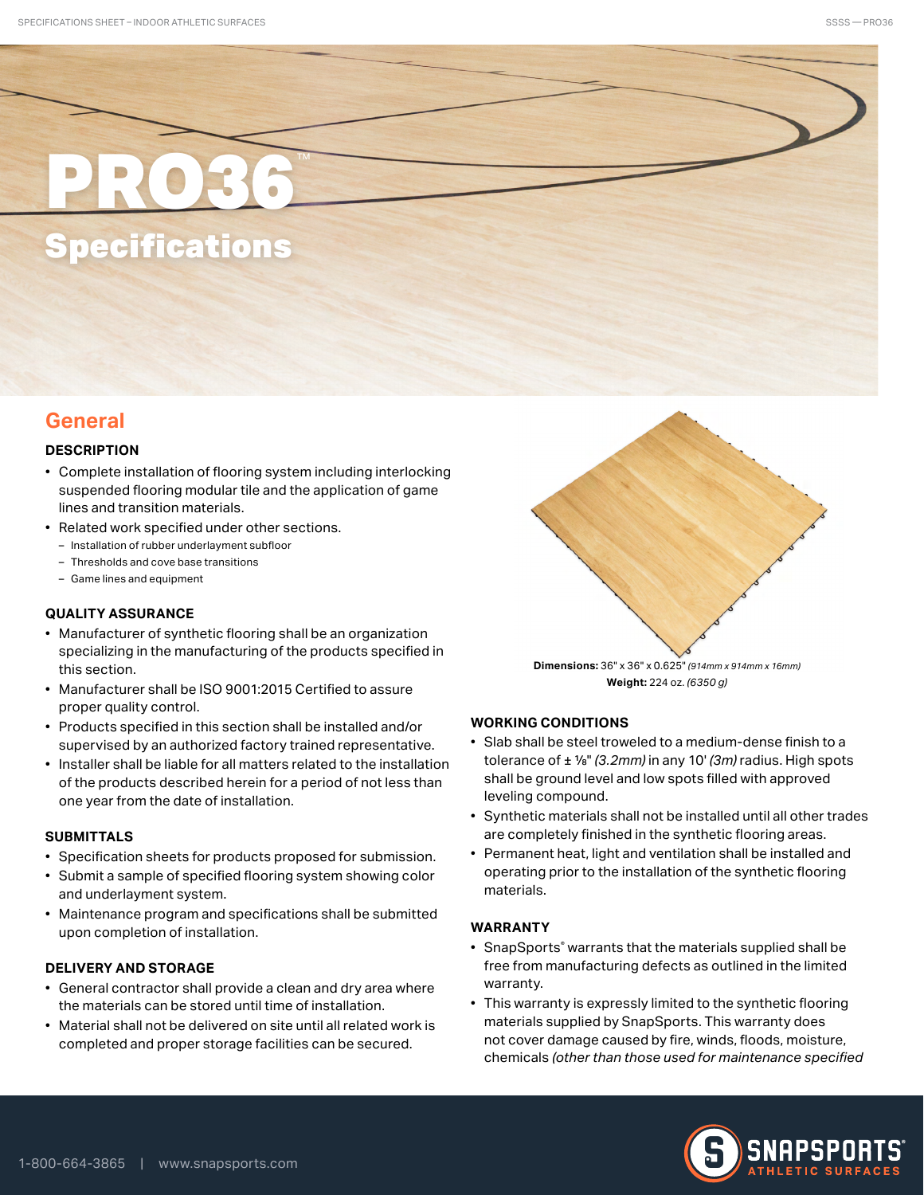# PRO36™

## Specifications

## General

### DESCRIPTION

- Complete installation of flooring system including interlocking suspended flooring modular tile and the application of game lines and transition materials.
- Related work specified under other sections.
  - Installation of rubber underlayment subfloor
  - Thresholds and cove base transitions
  - Game lines and equipment

### QUALITY ASSURANCE

- Manufacturer of synthetic flooring shall be an organization specializing in the manufacturing of the products specified in this section.
- Manufacturer shall be ISO 9001:2015 Certified to assure proper quality control.
- Products specified in this section shall be installed and/or supervised by an authorized factory trained representative.
- Installer shall be liable for all matters related to the installation of the products described herein for a period of not less than one year from the date of installation.

### SUBMITTALS

- Specification sheets for products proposed for submission.
- Submit a sample of specified flooring system showing color and underlayment system.
- Maintenance program and specifications shall be submitted upon completion of installation.

### DELIVERY AND STORAGE

- General contractor shall provide a clean and dry area where the materials can be stored until time of installation.
- Material shall not be delivered on site until all related work is completed and proper storage facilities can be secured.

**Dimensions:** 36" x 36" x 0.625" *(914mm x 914mm x 16mm)*
**Weight:** 224 oz. *(6350 g)*

### WORKING CONDITIONS

- Slab shall be steel troweled to a medium-dense finish to a tolerance of ± ⅛" *(3.2mm)* in any 10' *(3m)* radius. High spots shall be ground level and low spots filled with approved leveling compound.
- Synthetic materials shall not be installed until all other trades are completely finished in the synthetic flooring areas.
- Permanent heat, light and ventilation shall be installed and operating prior to the installation of the synthetic flooring materials.

### WARRANTY

- SnapSports® warrants that the materials supplied shall be free from manufacturing defects as outlined in the limited warranty.
- This warranty is expressly limited to the synthetic flooring materials supplied by SnapSports. This warranty does not cover damage caused by fire, winds, floods, moisture, chemicals *(other than those used for maintenance specified*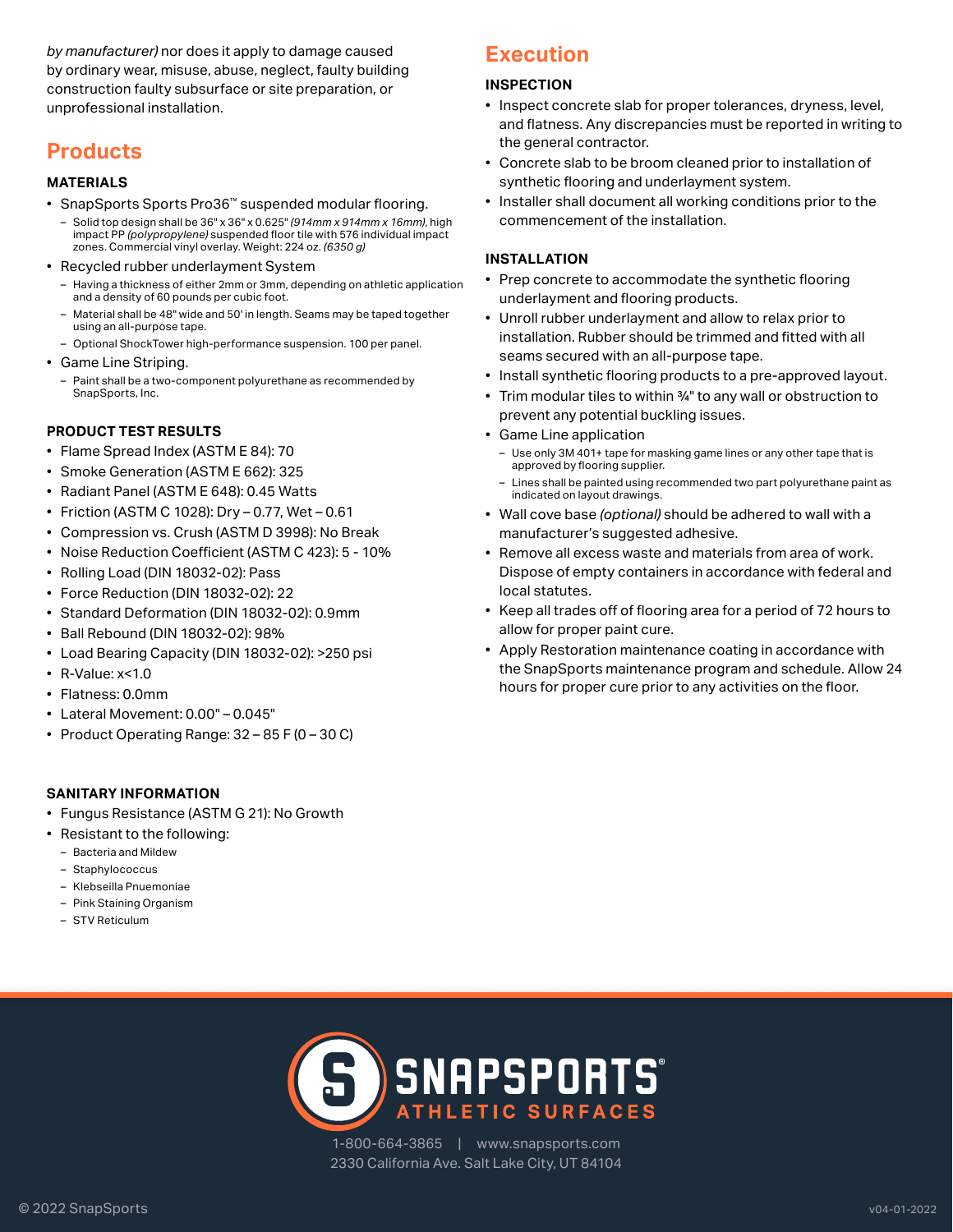*by manufacturer)* nor does it apply to damage caused by ordinary wear, misuse, abuse, neglect, faulty building construction faulty subsurface or site preparation, or unprofessional installation.

## Products

### MATERIALS

- SnapSports Sports Pro36™ suspended modular flooring.
  - Solid top design shall be 36" x 36" x 0.625" *(914mm x 914mm x 16mm)*, high impact PP *(polypropylene)* suspended floor tile with 576 individual impact zones. Commercial vinyl overlay. Weight: 224 oz. *(6350 g)*
- Recycled rubber underlayment System
  - Having a thickness of either 2mm or 3mm, depending on athletic application and a density of 60 pounds per cubic foot.
  - Material shall be 48" wide and 50' in length. Seams may be taped together using an all-purpose tape.
  - Optional ShockTower high-performance suspension. 100 per panel.
- Game Line Striping.
  - Paint shall be a two-component polyurethane as recommended by SnapSports, Inc.

### PRODUCT TEST RESULTS

- Flame Spread Index (ASTM E 84): 70
- Smoke Generation (ASTM E 662): 325
- Radiant Panel (ASTM E 648): 0.45 Watts
- Friction (ASTM C 1028): Dry – 0.77, Wet – 0.61
- Compression vs. Crush (ASTM D 3998): No Break
- Noise Reduction Coefficient (ASTM C 423): 5 - 10%
- Rolling Load (DIN 18032-02): Pass
- Force Reduction (DIN 18032-02): 22
- Standard Deformation (DIN 18032-02): 0.9mm
- Ball Rebound (DIN 18032-02): 98%
- Load Bearing Capacity (DIN 18032-02): >250 psi
- R-Value: x<1.0
- Flatness: 0.0mm
- Lateral Movement: 0.00" – 0.045"
- Product Operating Range: 32 – 85 F (0 – 30 C)

### SANITARY INFORMATION

- Fungus Resistance (ASTM G 21): No Growth
- Resistant to the following:
  - Bacteria and Mildew
  - Staphylococcus
  - Klebseilla Pnuemoniae
  - Pink Staining Organism
  - STV Reticulum

## Execution

### INSPECTION

- Inspect concrete slab for proper tolerances, dryness, level, and flatness. Any discrepancies must be reported in writing to the general contractor.
- Concrete slab to be broom cleaned prior to installation of synthetic flooring and underlayment system.
- Installer shall document all working conditions prior to the commencement of the installation.

### INSTALLATION

- Prep concrete to accommodate the synthetic flooring underlayment and flooring products.
- Unroll rubber underlayment and allow to relax prior to installation. Rubber should be trimmed and fitted with all seams secured with an all-purpose tape.
- Install synthetic flooring products to a pre-approved layout.
- Trim modular tiles to within ¾" to any wall or obstruction to prevent any potential buckling issues.
- Game Line application
  - Use only 3M 401+ tape for masking game lines or any other tape that is approved by flooring supplier.
  - Lines shall be painted using recommended two part polyurethane paint as indicated on layout drawings.
- Wall cove base *(optional)* should be adhered to wall with a manufacturer's suggested adhesive.
- Remove all excess waste and materials from area of work. Dispose of empty containers in accordance with federal and local statutes.
- Keep all trades off of flooring area for a period of 72 hours to allow for proper paint cure.
- Apply Restoration maintenance coating in accordance with the SnapSports maintenance program and schedule. Allow 24 hours for proper cure prior to any activities on the floor.

SNAPSPORTS®
ATHLETIC SURFACES

1-800-664-3865 | www.snapsports.com
2330 California Ave. Salt Lake City, UT 84104

© 2022 SnapSports

v04-01-2022